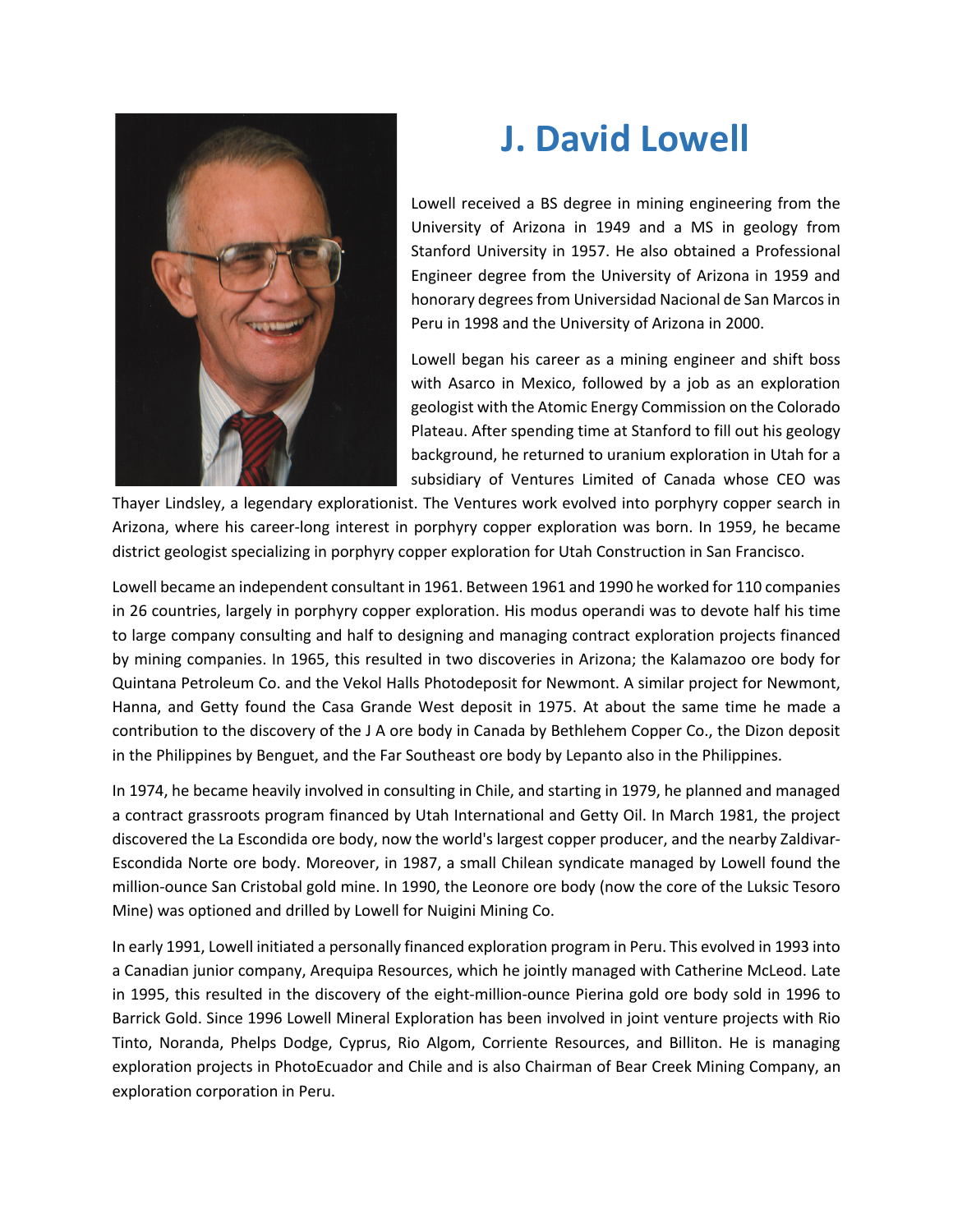# J. David Lowell

Lowell received a BS degree in mining engineering from the University of Arizona in 1949 and a MS in geology from Stanford University in 1957. He also obtained a Professional Engineer degree from the University of Arizona in 1959 and honorary degrees from Universidad Nacional de San Marcos in Peru in 1998 and the University of Arizona in 2000.

Lowell began his career as a mining engineer and shift boss with Asarco in Mexico, followed by a job as an exploration geologist with the Atomic Energy Commission on the Colorado Plateau. After spending time at Stanford to fill out his geology background, he returned to uranium exploration in Utah for a subsidiary of Ventures Limited of Canada whose CEO was Thayer Lindsley, a legendary explorationist. The Ventures work evolved into porphyry copper search in Arizona, where his career-long interest in porphyry copper exploration was born. In 1959, he became district geologist specializing in porphyry copper exploration for Utah Construction in San Francisco.

Lowell became an independent consultant in 1961. Between 1961 and 1990 he worked for 110 companies in 26 countries, largely in porphyry copper exploration. His modus operandi was to devote half his time to large company consulting and half to designing and managing contract exploration projects financed by mining companies. In 1965, this resulted in two discoveries in Arizona; the Kalamazoo ore body for Quintana Petroleum Co. and the Vekol Halls Photodeposit for Newmont. A similar project for Newmont, Hanna, and Getty found the Casa Grande West deposit in 1975. At about the same time he made a contribution to the discovery of the J A ore body in Canada by Bethlehem Copper Co., the Dizon deposit in the Philippines by Benguet, and the Far Southeast ore body by Lepanto also in the Philippines.

In 1974, he became heavily involved in consulting in Chile, and starting in 1979, he planned and managed a contract grassroots program financed by Utah International and Getty Oil. In March 1981, the project discovered the La Escondida ore body, now the world's largest copper producer, and the nearby Zaldivar-Escondida Norte ore body. Moreover, in 1987, a small Chilean syndicate managed by Lowell found the million-ounce San Cristobal gold mine. In 1990, the Leonore ore body (now the core of the Luksic Tesoro Mine) was optioned and drilled by Lowell for Nuigini Mining Co.

In early 1991, Lowell initiated a personally financed exploration program in Peru. This evolved in 1993 into a Canadian junior company, Arequipa Resources, which he jointly managed with Catherine McLeod. Late in 1995, this resulted in the discovery of the eight-million-ounce Pierina gold ore body sold in 1996 to Barrick Gold. Since 1996 Lowell Mineral Exploration has been involved in joint venture projects with Rio Tinto, Noranda, Phelps Dodge, Cyprus, Rio Algom, Corriente Resources, and Billiton. He is managing exploration projects in PhotoEcuador and Chile and is also Chairman of Bear Creek Mining Company, an exploration corporation in Peru.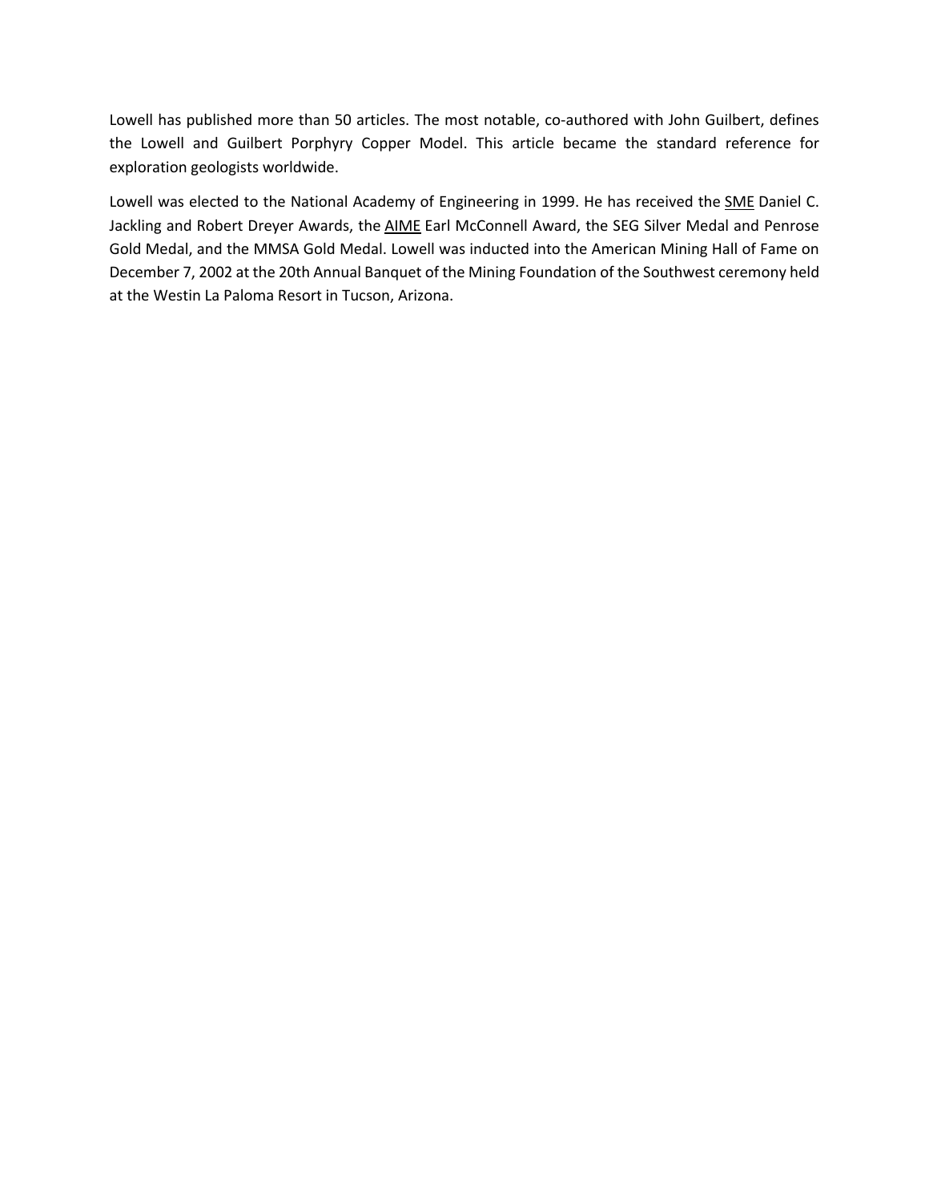Lowell has published more than 50 articles. The most notable, co-authored with John Guilbert, defines the Lowell and Guilbert Porphyry Copper Model. This article became the standard reference for exploration geologists worldwide.

Lowell was elected to the National Academy of Engineering in 1999. He has received the SME Daniel C. Jackling and Robert Dreyer Awards, the AIME Earl McConnell Award, the SEG Silver Medal and Penrose Gold Medal, and the MMSA Gold Medal. Lowell was inducted into the American Mining Hall of Fame on December 7, 2002 at the 20th Annual Banquet of the Mining Foundation of the Southwest ceremony held at the Westin La Paloma Resort in Tucson, Arizona.